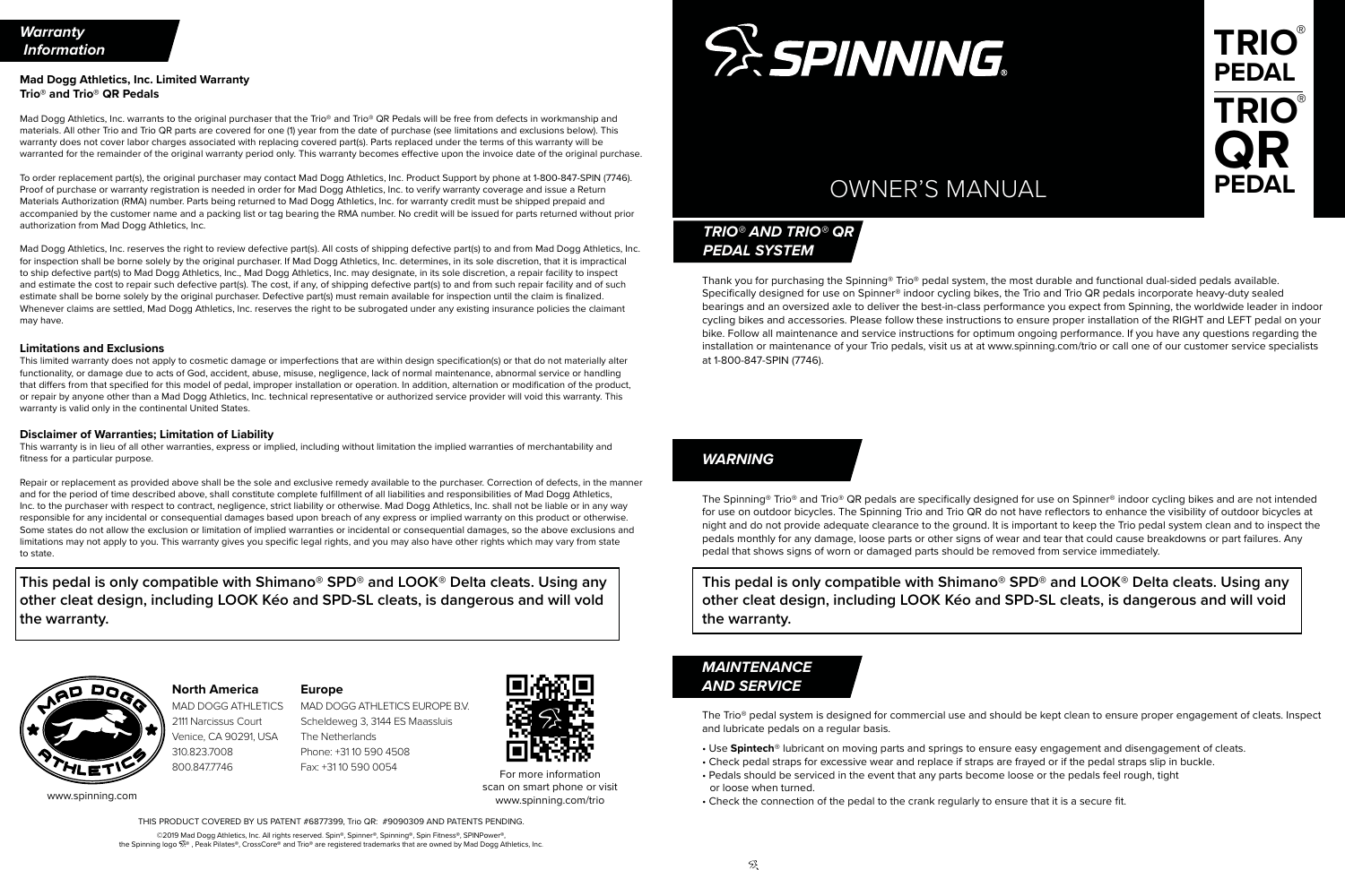## *Warranty Information*

**Mad Dogg Athletics, Inc. Limited Warranty**
**Trio® and Trio® QR Pedals**

Mad Dogg Athletics, Inc. warrants to the original purchaser that the Trio® and Trio® QR Pedals will be free from defects in workmanship and materials. All other Trio and Trio QR parts are covered for one (1) year from the date of purchase (see limitations and exclusions below). This warranty does not cover labor charges associated with replacing covered part(s). Parts replaced under the terms of this warranty will be warranted for the remainder of the original warranty period only. This warranty becomes effective upon the invoice date of the original purchase.

To order replacement part(s), the original purchaser may contact Mad Dogg Athletics, Inc. Product Support by phone at 1-800-847-SPIN (7746). Proof of purchase or warranty registration is needed in order for Mad Dogg Athletics, Inc. to verify warranty coverage and issue a Return Materials Authorization (RMA) number. Parts being returned to Mad Dogg Athletics, Inc. for warranty credit must be shipped prepaid and accompanied by the customer name and a packing list or tag bearing the RMA number. No credit will be issued for parts returned without prior authorization from Mad Dogg Athletics, Inc.

Mad Dogg Athletics, Inc. reserves the right to review defective part(s). All costs of shipping defective part(s) to and from Mad Dogg Athletics, Inc. for inspection shall be borne solely by the original purchaser. If Mad Dogg Athletics, Inc. determines, in its sole discretion, that it is impractical to ship defective part(s) to Mad Dogg Athletics, Inc., Mad Dogg Athletics, Inc. may designate, in its sole discretion, a repair facility to inspect and estimate the cost to repair such defective part(s). The cost, if any, of shipping defective part(s) to and from such repair facility and of such estimate shall be borne solely by the original purchaser. Defective part(s) must remain available for inspection until the claim is finalized. Whenever claims are settled, Mad Dogg Athletics, Inc. reserves the right to be subrogated under any existing insurance policies the claimant may have.

**Limitations and Exclusions**

This limited warranty does not apply to cosmetic damage or imperfections that are within design specification(s) or that do not materially alter functionality, or damage due to acts of God, accident, abuse, misuse, negligence, lack of normal maintenance, abnormal service or handling that differs from that specified for this model of pedal, improper installation or operation. In addition, alternation or modification of the product, or repair by anyone other than a Mad Dogg Athletics, Inc. technical representative or authorized service provider will void this warranty. This warranty is valid only in the continental United States.

**Disclaimer of Warranties; Limitation of Liability**

This warranty is in lieu of all other warranties, express or implied, including without limitation the implied warranties of merchantability and fitness for a particular purpose.

Repair or replacement as provided above shall be the sole and exclusive remedy available to the purchaser. Correction of defects, in the manner and for the period of time described above, shall constitute complete fulfillment of all liabilities and responsibilities of Mad Dogg Athletics, Inc. to the purchaser with respect to contract, negligence, strict liability or otherwise. Mad Dogg Athletics, Inc. shall not be liable or in any way responsible for any incidental or consequential damages based upon breach of any express or implied warranty on this product or otherwise. Some states do not allow the exclusion or limitation of implied warranties or incidental or consequential damages, so the above exclusions and limitations may not apply to you. This warranty gives you specific legal rights, and you may also have other rights which may vary from state to state.

**This pedal is only compatible with Shimano® SPD® and LOOK® Delta cleats. Using any other cleat design, including LOOK Kéo and SPD-SL cleats, is dangerous and will vold the warranty.**

**North America**
MAD DOGG ATHLETICS
2111 Narcissus Court
Venice, CA 90291, USA
310.823.7008
800.847.7746

**Europe**
MAD DOGG ATHLETICS EUROPE B.V.
Scheldeweg 3, 3144 ES Maassluis
The Netherlands
Phone: +31 10 590 4508
Fax: +31 10 590 0054

For more information scan on smart phone or visit www.spinning.com/trio

www.spinning.com

THIS PRODUCT COVERED BY US PATENT #6877399, Trio QR: #9090309 AND PATENTS PENDING.

©2019 Mad Dogg Athletics, Inc. All rights reserved. Spin®, Spinner®, Spinning®, Spin Fitness®, SPINPower®, the Spinning logo ®, Peak Pilates®, CrossCore® and Trio® are registered trademarks that are owned by Mad Dogg Athletics, Inc.

# SPINNING®

# TRIO® PEDAL
# TRIO® QR PEDAL

# OWNER'S MANUAL

## *TRIO® AND TRIO® QR PEDAL SYSTEM*

Thank you for purchasing the Spinning® Trio® pedal system, the most durable and functional dual-sided pedals available. Specifically designed for use on Spinner® indoor cycling bikes, the Trio and Trio QR pedals incorporate heavy-duty sealed bearings and an oversized axle to deliver the best-in-class performance you expect from Spinning, the worldwide leader in indoor cycling bikes and accessories. Please follow these instructions to ensure proper installation of the RIGHT and LEFT pedal on your bike. Follow all maintenance and service instructions for optimum ongoing performance. If you have any questions regarding the installation or maintenance of your Trio pedals, visit us at at www.spinning.com/trio or call one of our customer service specialists at 1-800-847-SPIN (7746).

## *WARNING*

The Spinning® Trio® and Trio® QR pedals are specifically designed for use on Spinner® indoor cycling bikes and are not intended for use on outdoor bicycles. The Spinning Trio and Trio QR do not have reflectors to enhance the visibility of outdoor bicycles at night and do not provide adequate clearance to the ground. It is important to keep the Trio pedal system clean and to inspect the pedals monthly for any damage, loose parts or other signs of wear and tear that could cause breakdowns or part failures. Any pedal that shows signs of worn or damaged parts should be removed from service immediately.

**This pedal is only compatible with Shimano® SPD® and LOOK® Delta cleats. Using any other cleat design, including LOOK Kéo and SPD-SL cleats, is dangerous and will void the warranty.**

## *MAINTENANCE AND SERVICE*

The Trio® pedal system is designed for commercial use and should be kept clean to ensure proper engagement of cleats. Inspect and lubricate pedals on a regular basis.

- Use **Spintech®** lubricant on moving parts and springs to ensure easy engagement and disengagement of cleats.
- Check pedal straps for excessive wear and replace if straps are frayed or if the pedal straps slip in buckle.
- Pedals should be serviced in the event that any parts become loose or the pedals feel rough, tight or loose when turned.
- Check the connection of the pedal to the crank regularly to ensure that it is a secure fit.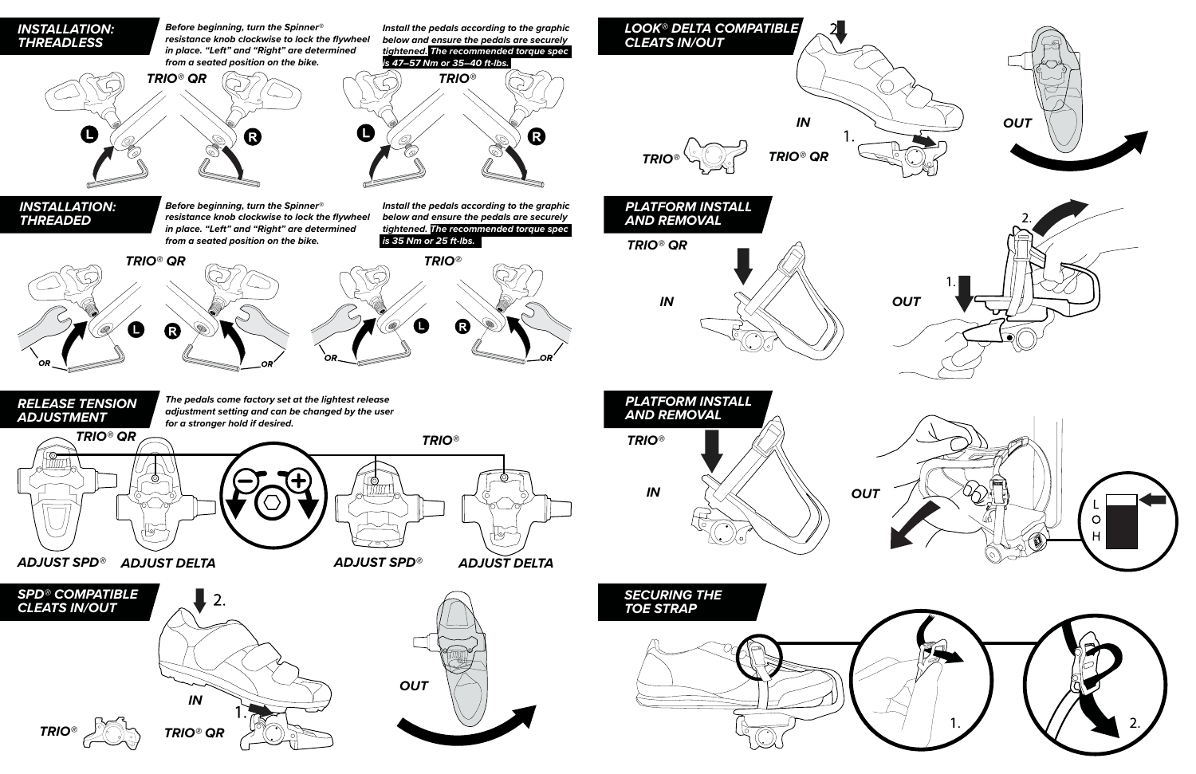## INSTALLATION: THREADLESS

*Before beginning, turn the Spinner® resistance knob clockwise to lock the flywheel in place. "Left" and "Right" are determined from a seated position on the bike.*

*Install the pedals according to the graphic below and ensure the pedals are securely tightened.* ***The recommended torque spec is 47–57 Nm or 35–40 ft-lbs.***

TRIO® QR

TRIO®

L R L R

## INSTALLATION: THREADED

*Before beginning, turn the Spinner® resistance knob clockwise to lock the flywheel in place. "Left" and "Right" are determined from a seated position on the bike.*

*Install the pedals according to the graphic below and ensure the pedals are securely tightened.* ***The recommended torque spec is 35 Nm or 25 ft-lbs.***

TRIO® QR

TRIO®

L R L R

OR OR OR OR

## RELEASE TENSION ADJUSTMENT

*The pedals come factory set at the lightest release adjustment setting and can be changed by the user for a stronger hold if desired.*

TRIO® QR

TRIO®

ADJUST SPD® ADJUST DELTA ADJUST SPD® ADJUST DELTA

## SPD® COMPATIBLE CLEATS IN/OUT

2.

IN

1.

TRIO® TRIO® QR

OUT

## LOOK® DELTA COMPATIBLE CLEATS IN/OUT

2.

IN

1.

TRIO® TRIO® QR

OUT

## PLATFORM INSTALL AND REMOVAL

TRIO® QR

IN

OUT

1.

2.

## PLATFORM INSTALL AND REMOVAL

TRIO®

IN

OUT

L
O
H

## SECURING THE TOE STRAP

1.

2.